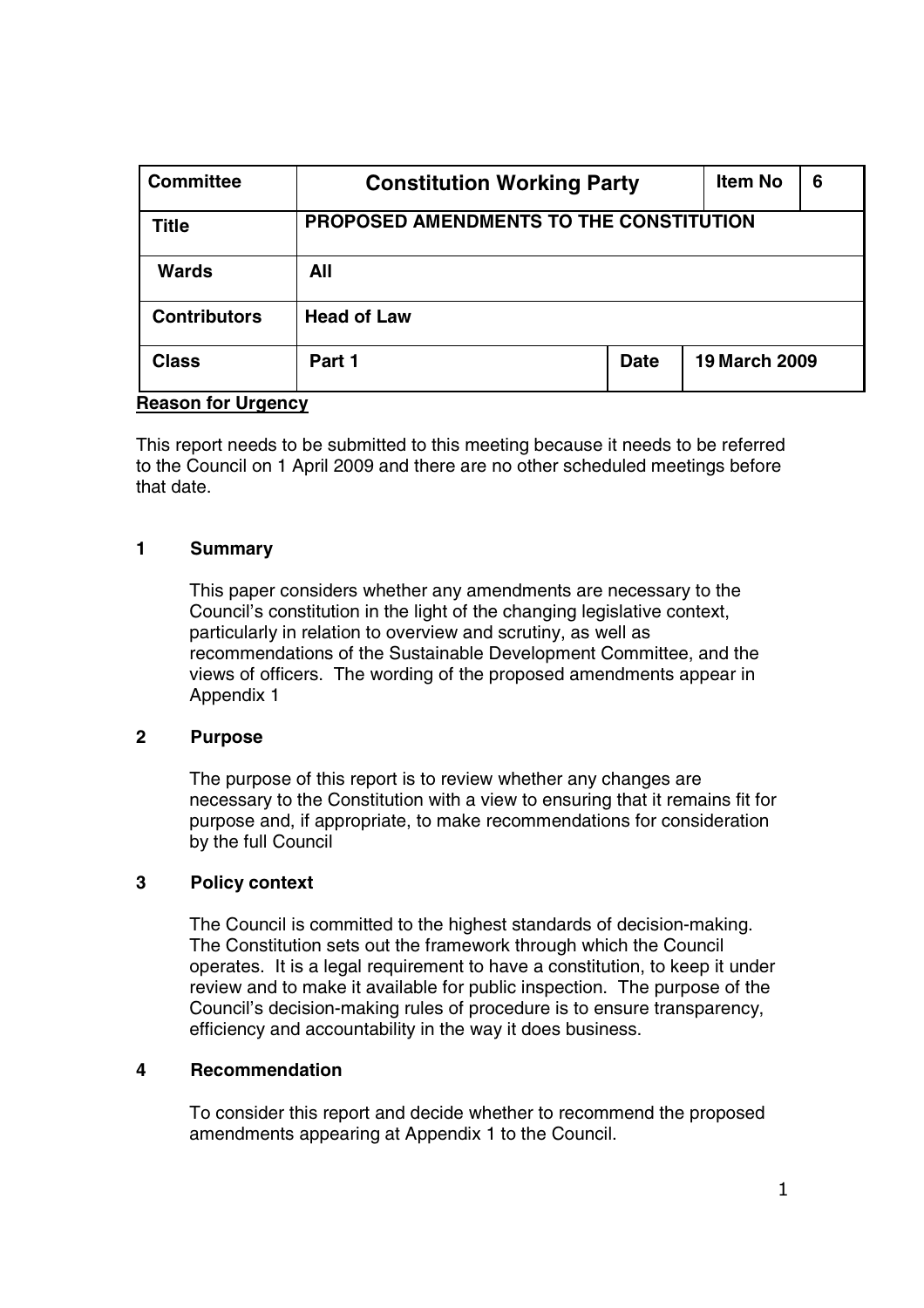| Committee | Constitution Working Party | | Item No | 6 |
| --- | --- | --- | --- | --- |
| Title | PROPOSED AMENDMENTS TO THE CONSTITUTION | | | |
| Wards | All | | | |
| Contributors | Head of Law | | | |
| Class | Part 1 | Date | 19 March 2009 | |

**Reason for Urgency**

This report needs to be submitted to this meeting because it needs to be referred to the Council on 1 April 2009 and there are no other scheduled meetings before that date.

## 1 Summary

This paper considers whether any amendments are necessary to the Council's constitution in the light of the changing legislative context, particularly in relation to overview and scrutiny, as well as recommendations of the Sustainable Development Committee, and the views of officers. The wording of the proposed amendments appear in Appendix 1

## 2 Purpose

The purpose of this report is to review whether any changes are necessary to the Constitution with a view to ensuring that it remains fit for purpose and, if appropriate, to make recommendations for consideration by the full Council

## 3 Policy context

The Council is committed to the highest standards of decision-making. The Constitution sets out the framework through which the Council operates. It is a legal requirement to have a constitution, to keep it under review and to make it available for public inspection. The purpose of the Council's decision-making rules of procedure is to ensure transparency, efficiency and accountability in the way it does business.

## 4 Recommendation

To consider this report and decide whether to recommend the proposed amendments appearing at Appendix 1 to the Council.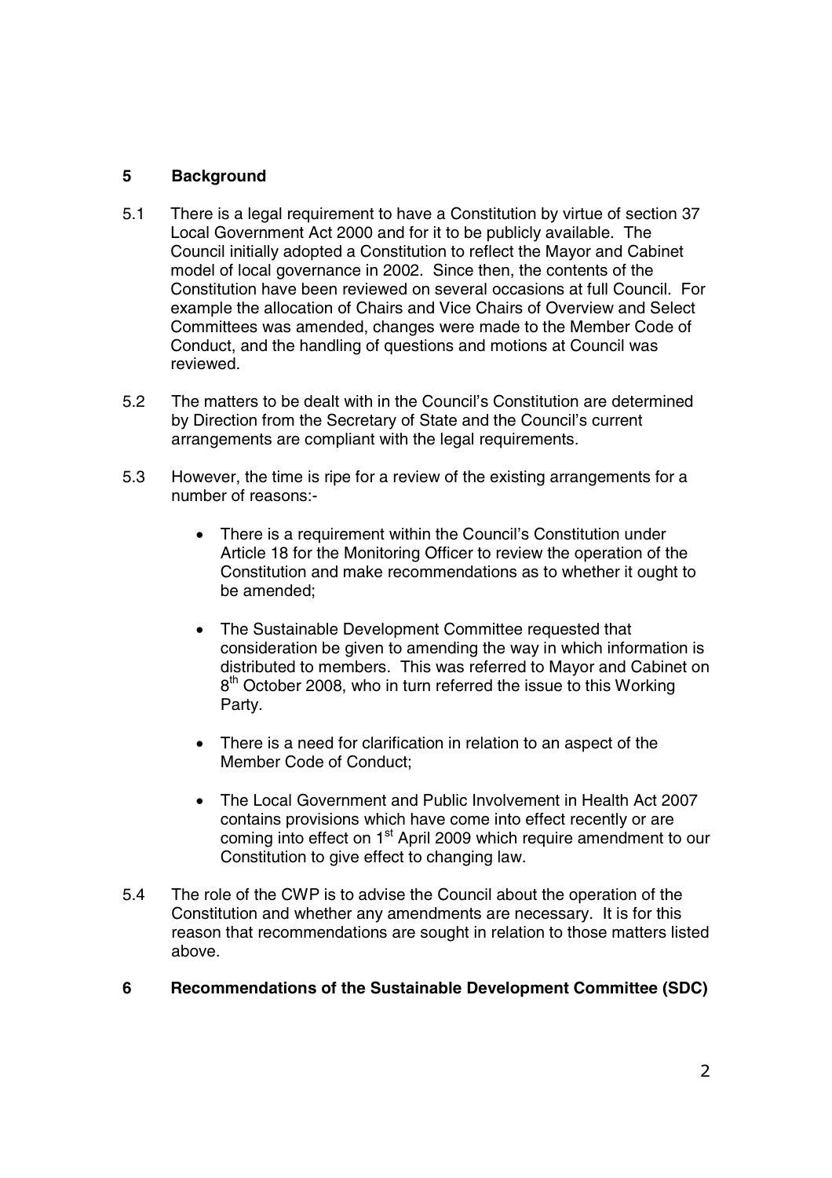## 5 Background

5.1 There is a legal requirement to have a Constitution by virtue of section 37 Local Government Act 2000 and for it to be publicly available. The Council initially adopted a Constitution to reflect the Mayor and Cabinet model of local governance in 2002. Since then, the contents of the Constitution have been reviewed on several occasions at full Council. For example the allocation of Chairs and Vice Chairs of Overview and Select Committees was amended, changes were made to the Member Code of Conduct, and the handling of questions and motions at Council was reviewed.

5.2 The matters to be dealt with in the Council's Constitution are determined by Direction from the Secretary of State and the Council's current arrangements are compliant with the legal requirements.

5.3 However, the time is ripe for a review of the existing arrangements for a number of reasons:-

- There is a requirement within the Council's Constitution under Article 18 for the Monitoring Officer to review the operation of the Constitution and make recommendations as to whether it ought to be amended;
- The Sustainable Development Committee requested that consideration be given to amending the way in which information is distributed to members. This was referred to Mayor and Cabinet on 8th October 2008, who in turn referred the issue to this Working Party.
- There is a need for clarification in relation to an aspect of the Member Code of Conduct;
- The Local Government and Public Involvement in Health Act 2007 contains provisions which have come into effect recently or are coming into effect on 1st April 2009 which require amendment to our Constitution to give effect to changing law.

5.4 The role of the CWP is to advise the Council about the operation of the Constitution and whether any amendments are necessary. It is for this reason that recommendations are sought in relation to those matters listed above.

## 6 Recommendations of the Sustainable Development Committee (SDC)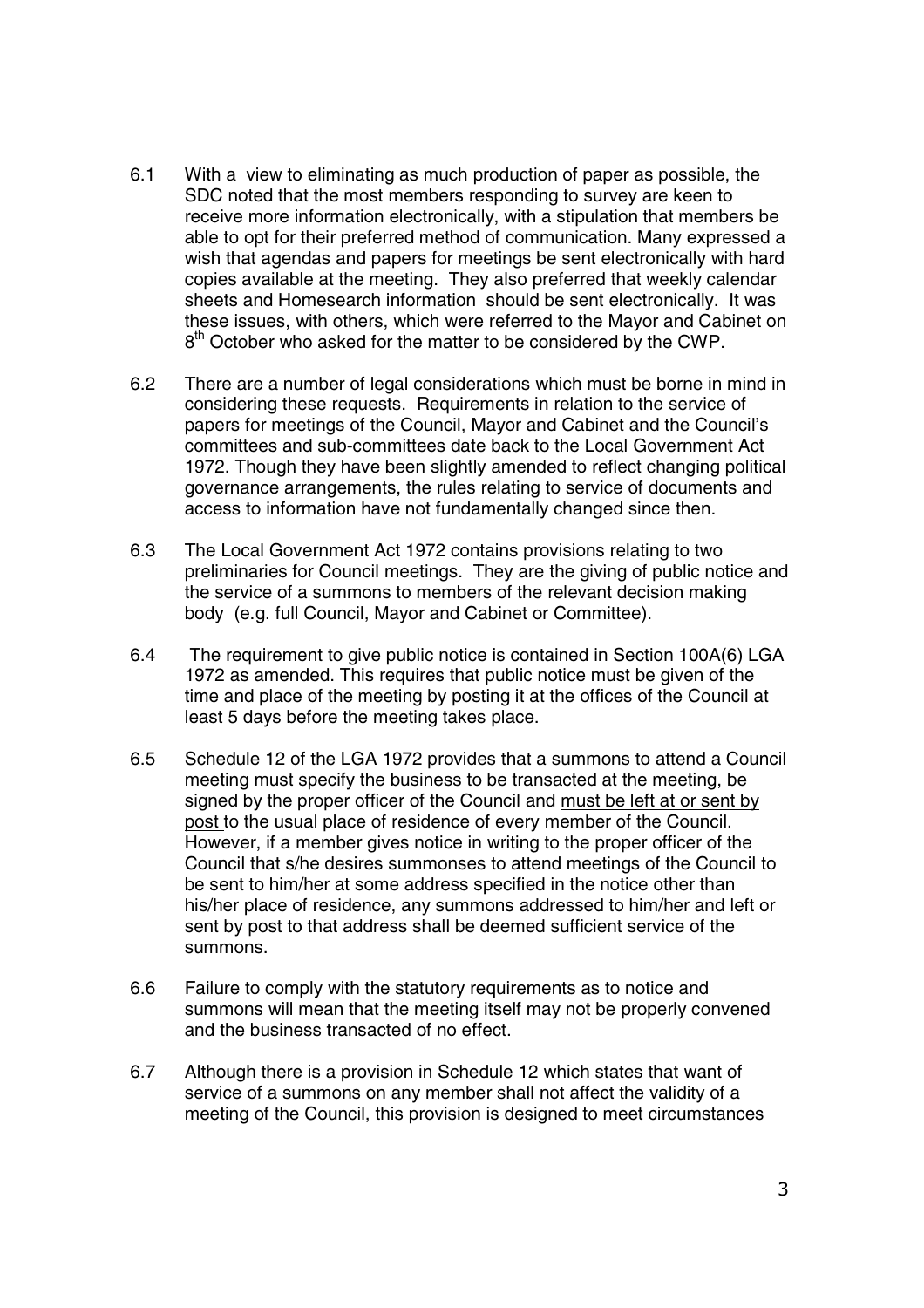6.1 With a view to eliminating as much production of paper as possible, the SDC noted that the most members responding to survey are keen to receive more information electronically, with a stipulation that members be able to opt for their preferred method of communication. Many expressed a wish that agendas and papers for meetings be sent electronically with hard copies available at the meeting. They also preferred that weekly calendar sheets and Homesearch information should be sent electronically. It was these issues, with others, which were referred to the Mayor and Cabinet on 8th October who asked for the matter to be considered by the CWP.

6.2 There are a number of legal considerations which must be borne in mind in considering these requests. Requirements in relation to the service of papers for meetings of the Council, Mayor and Cabinet and the Council's committees and sub-committees date back to the Local Government Act 1972. Though they have been slightly amended to reflect changing political governance arrangements, the rules relating to service of documents and access to information have not fundamentally changed since then.

6.3 The Local Government Act 1972 contains provisions relating to two preliminaries for Council meetings. They are the giving of public notice and the service of a summons to members of the relevant decision making body (e.g. full Council, Mayor and Cabinet or Committee).

6.4 The requirement to give public notice is contained in Section 100A(6) LGA 1972 as amended. This requires that public notice must be given of the time and place of the meeting by posting it at the offices of the Council at least 5 days before the meeting takes place.

6.5 Schedule 12 of the LGA 1972 provides that a summons to attend a Council meeting must specify the business to be transacted at the meeting, be signed by the proper officer of the Council and <u>must be left at or sent by post</u> to the usual place of residence of every member of the Council. However, if a member gives notice in writing to the proper officer of the Council that s/he desires summonses to attend meetings of the Council to be sent to him/her at some address specified in the notice other than his/her place of residence, any summons addressed to him/her and left or sent by post to that address shall be deemed sufficient service of the summons.

6.6 Failure to comply with the statutory requirements as to notice and summons will mean that the meeting itself may not be properly convened and the business transacted of no effect.

6.7 Although there is a provision in Schedule 12 which states that want of service of a summons on any member shall not affect the validity of a meeting of the Council, this provision is designed to meet circumstances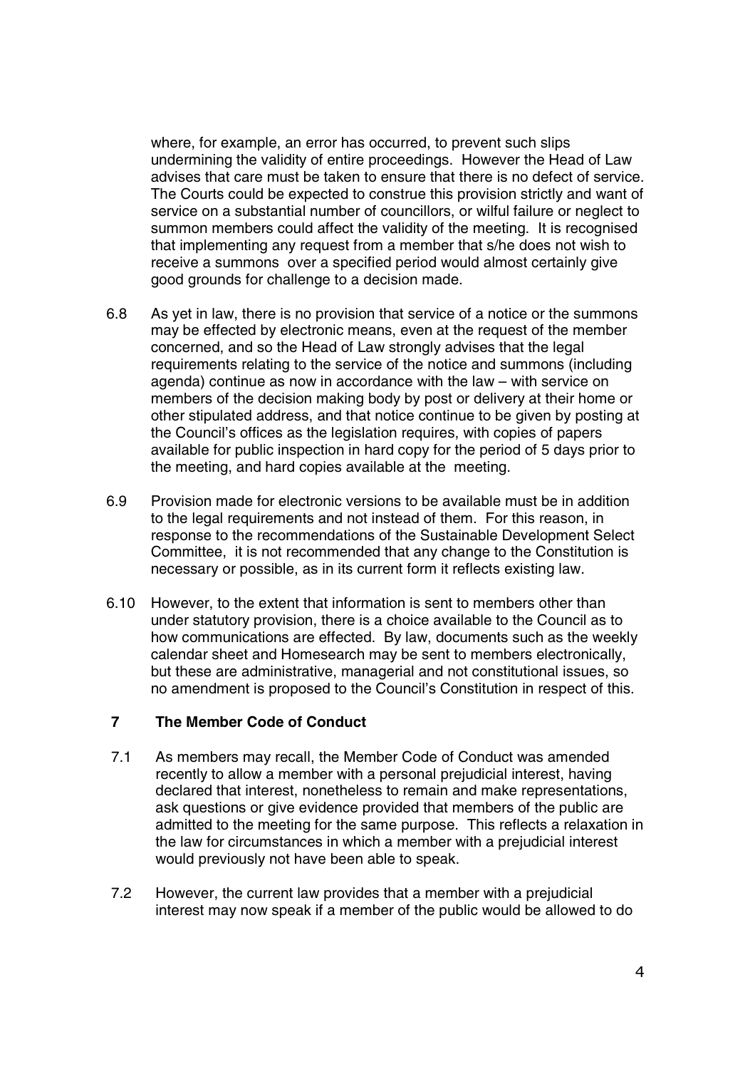where, for example, an error has occurred, to prevent such slips undermining the validity of entire proceedings. However the Head of Law advises that care must be taken to ensure that there is no defect of service. The Courts could be expected to construe this provision strictly and want of service on a substantial number of councillors, or wilful failure or neglect to summon members could affect the validity of the meeting. It is recognised that implementing any request from a member that s/he does not wish to receive a summons over a specified period would almost certainly give good grounds for challenge to a decision made.

6.8 As yet in law, there is no provision that service of a notice or the summons may be effected by electronic means, even at the request of the member concerned, and so the Head of Law strongly advises that the legal requirements relating to the service of the notice and summons (including agenda) continue as now in accordance with the law – with service on members of the decision making body by post or delivery at their home or other stipulated address, and that notice continue to be given by posting at the Council's offices as the legislation requires, with copies of papers available for public inspection in hard copy for the period of 5 days prior to the meeting, and hard copies available at the meeting.

6.9 Provision made for electronic versions to be available must be in addition to the legal requirements and not instead of them. For this reason, in response to the recommendations of the Sustainable Development Select Committee, it is not recommended that any change to the Constitution is necessary or possible, as in its current form it reflects existing law.

6.10 However, to the extent that information is sent to members other than under statutory provision, there is a choice available to the Council as to how communications are effected. By law, documents such as the weekly calendar sheet and Homesearch may be sent to members electronically, but these are administrative, managerial and not constitutional issues, so no amendment is proposed to the Council's Constitution in respect of this.

## 7 The Member Code of Conduct

7.1 As members may recall, the Member Code of Conduct was amended recently to allow a member with a personal prejudicial interest, having declared that interest, nonetheless to remain and make representations, ask questions or give evidence provided that members of the public are admitted to the meeting for the same purpose. This reflects a relaxation in the law for circumstances in which a member with a prejudicial interest would previously not have been able to speak.

7.2 However, the current law provides that a member with a prejudicial interest may now speak if a member of the public would be allowed to do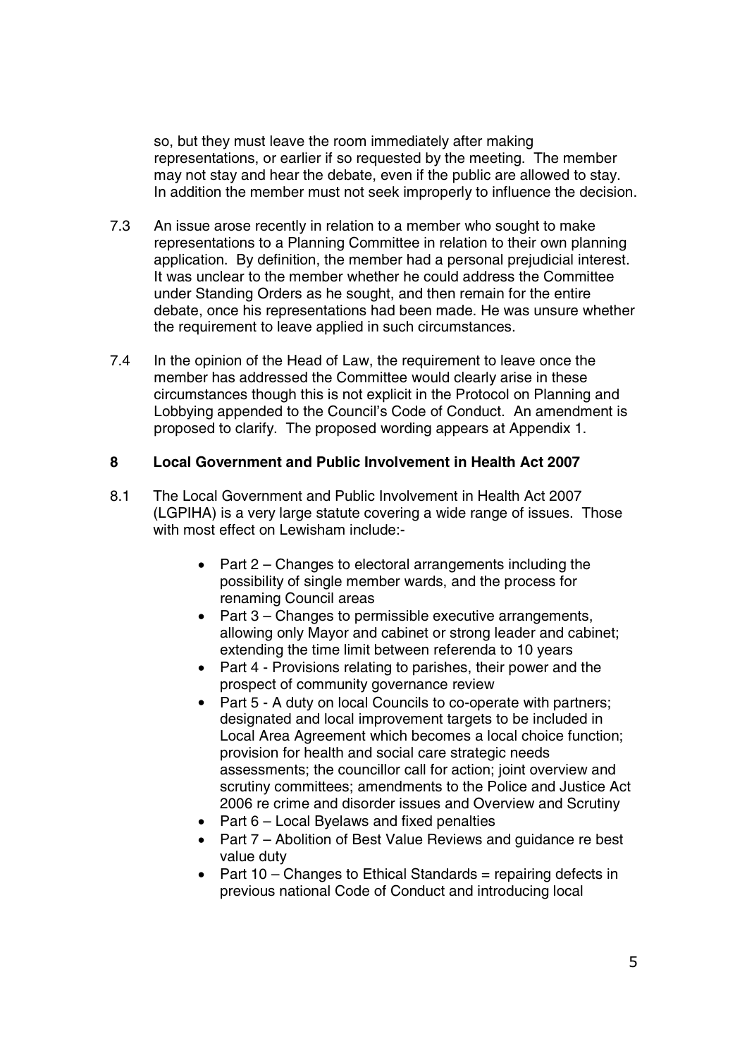so, but they must leave the room immediately after making representations, or earlier if so requested by the meeting. The member may not stay and hear the debate, even if the public are allowed to stay. In addition the member must not seek improperly to influence the decision.

7.3 An issue arose recently in relation to a member who sought to make representations to a Planning Committee in relation to their own planning application. By definition, the member had a personal prejudicial interest. It was unclear to the member whether he could address the Committee under Standing Orders as he sought, and then remain for the entire debate, once his representations had been made. He was unsure whether the requirement to leave applied in such circumstances.

7.4 In the opinion of the Head of Law, the requirement to leave once the member has addressed the Committee would clearly arise in these circumstances though this is not explicit in the Protocol on Planning and Lobbying appended to the Council's Code of Conduct. An amendment is proposed to clarify. The proposed wording appears at Appendix 1.

## 8 Local Government and Public Involvement in Health Act 2007

8.1 The Local Government and Public Involvement in Health Act 2007 (LGPIHA) is a very large statute covering a wide range of issues. Those with most effect on Lewisham include:-

- Part 2 – Changes to electoral arrangements including the possibility of single member wards, and the process for renaming Council areas
- Part 3 – Changes to permissible executive arrangements, allowing only Mayor and cabinet or strong leader and cabinet; extending the time limit between referenda to 10 years
- Part 4 - Provisions relating to parishes, their power and the prospect of community governance review
- Part 5 - A duty on local Councils to co-operate with partners; designated and local improvement targets to be included in Local Area Agreement which becomes a local choice function; provision for health and social care strategic needs assessments; the councillor call for action; joint overview and scrutiny committees; amendments to the Police and Justice Act 2006 re crime and disorder issues and Overview and Scrutiny
- Part 6 – Local Byelaws and fixed penalties
- Part 7 – Abolition of Best Value Reviews and guidance re best value duty
- Part 10 – Changes to Ethical Standards = repairing defects in previous national Code of Conduct and introducing local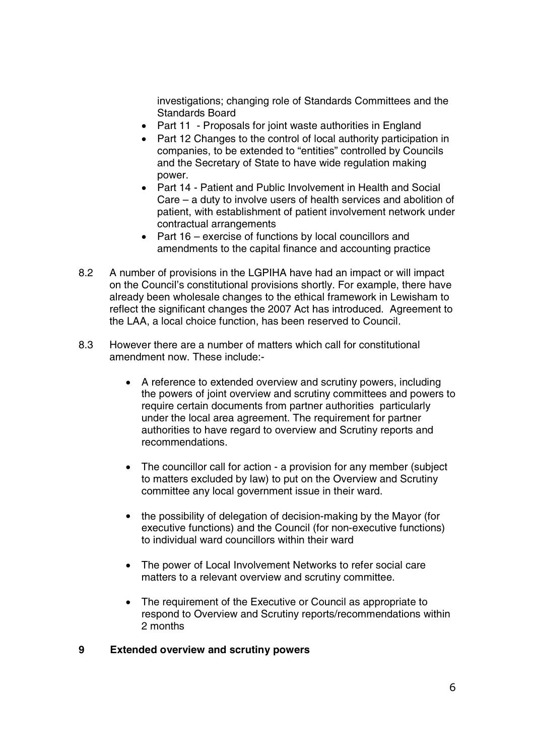investigations; changing role of Standards Committees and the Standards Board

- Part 11 - Proposals for joint waste authorities in England
- Part 12 Changes to the control of local authority participation in companies, to be extended to "entities" controlled by Councils and the Secretary of State to have wide regulation making power.
- Part 14 - Patient and Public Involvement in Health and Social Care – a duty to involve users of health services and abolition of patient, with establishment of patient involvement network under contractual arrangements
- Part 16 – exercise of functions by local councillors and amendments to the capital finance and accounting practice

8.2 A number of provisions in the LGPIHA have had an impact or will impact on the Council's constitutional provisions shortly. For example, there have already been wholesale changes to the ethical framework in Lewisham to reflect the significant changes the 2007 Act has introduced. Agreement to the LAA, a local choice function, has been reserved to Council.

8.3 However there are a number of matters which call for constitutional amendment now. These include:-

- A reference to extended overview and scrutiny powers, including the powers of joint overview and scrutiny committees and powers to require certain documents from partner authorities particularly under the local area agreement. The requirement for partner authorities to have regard to overview and Scrutiny reports and recommendations.

- The councillor call for action - a provision for any member (subject to matters excluded by law) to put on the Overview and Scrutiny committee any local government issue in their ward.

- the possibility of delegation of decision-making by the Mayor (for executive functions) and the Council (for non-executive functions) to individual ward councillors within their ward

- The power of Local Involvement Networks to refer social care matters to a relevant overview and scrutiny committee.

- The requirement of the Executive or Council as appropriate to respond to Overview and Scrutiny reports/recommendations within 2 months

## 9 Extended overview and scrutiny powers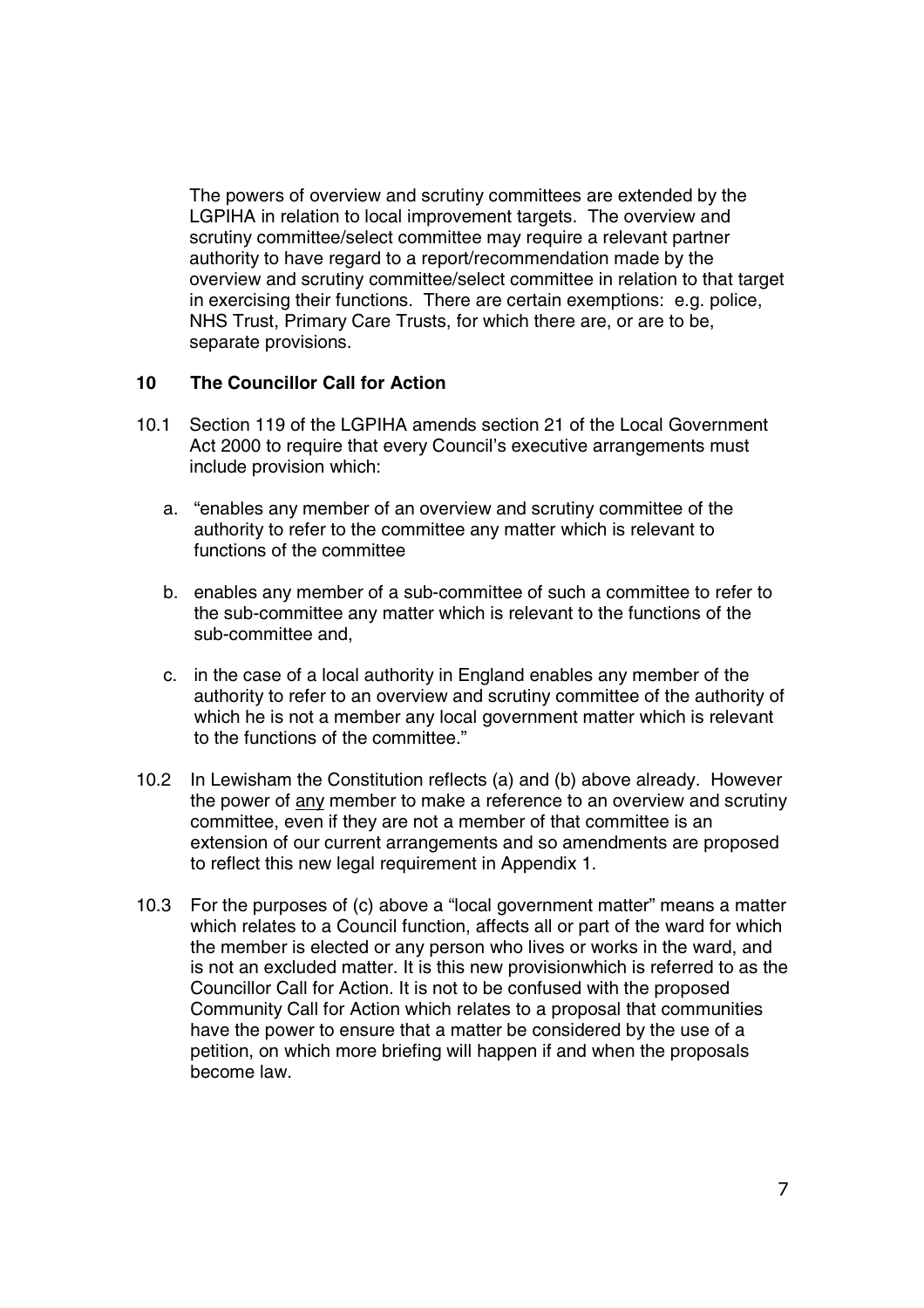The powers of overview and scrutiny committees are extended by the LGPIHA in relation to local improvement targets. The overview and scrutiny committee/select committee may require a relevant partner authority to have regard to a report/recommendation made by the overview and scrutiny committee/select committee in relation to that target in exercising their functions. There are certain exemptions: e.g. police, NHS Trust, Primary Care Trusts, for which there are, or are to be, separate provisions.

## 10 The Councillor Call for Action

10.1 Section 119 of the LGPIHA amends section 21 of the Local Government Act 2000 to require that every Council's executive arrangements must include provision which:

a. "enables any member of an overview and scrutiny committee of the authority to refer to the committee any matter which is relevant to functions of the committee

b. enables any member of a sub-committee of such a committee to refer to the sub-committee any matter which is relevant to the functions of the sub-committee and,

c. in the case of a local authority in England enables any member of the authority to refer to an overview and scrutiny committee of the authority of which he is not a member any local government matter which is relevant to the functions of the committee."

10.2 In Lewisham the Constitution reflects (a) and (b) above already. However the power of <u>any</u> member to make a reference to an overview and scrutiny committee, even if they are not a member of that committee is an extension of our current arrangements and so amendments are proposed to reflect this new legal requirement in Appendix 1.

10.3 For the purposes of (c) above a "local government matter" means a matter which relates to a Council function, affects all or part of the ward for which the member is elected or any person who lives or works in the ward, and is not an excluded matter. It is this new provisionwhich is referred to as the Councillor Call for Action. It is not to be confused with the proposed Community Call for Action which relates to a proposal that communities have the power to ensure that a matter be considered by the use of a petition, on which more briefing will happen if and when the proposals become law.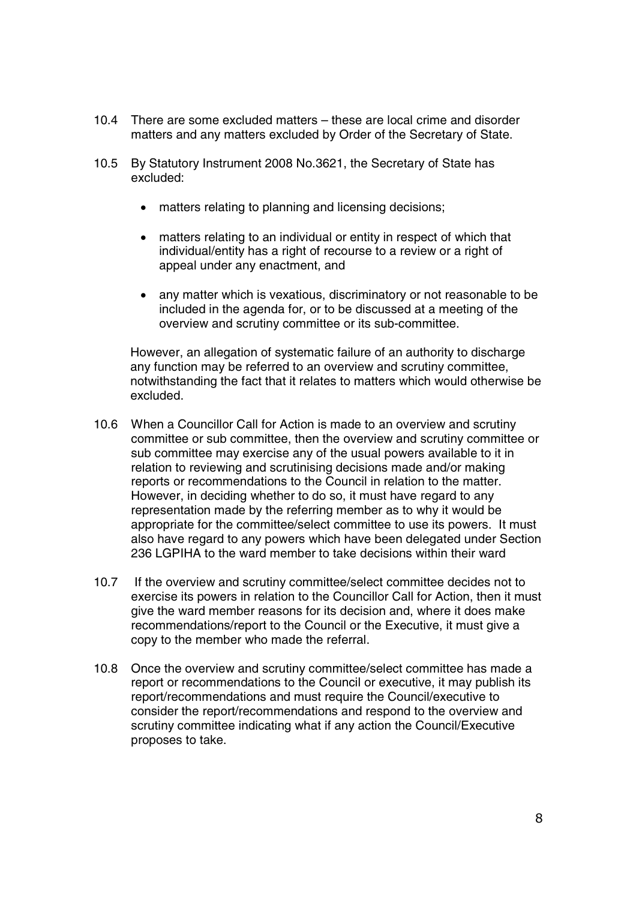10.4 There are some excluded matters – these are local crime and disorder matters and any matters excluded by Order of the Secretary of State.

10.5 By Statutory Instrument 2008 No.3621, the Secretary of State has excluded:

- matters relating to planning and licensing decisions;
- matters relating to an individual or entity in respect of which that individual/entity has a right of recourse to a review or a right of appeal under any enactment, and
- any matter which is vexatious, discriminatory or not reasonable to be included in the agenda for, or to be discussed at a meeting of the overview and scrutiny committee or its sub-committee.

However, an allegation of systematic failure of an authority to discharge any function may be referred to an overview and scrutiny committee, notwithstanding the fact that it relates to matters which would otherwise be excluded.

10.6 When a Councillor Call for Action is made to an overview and scrutiny committee or sub committee, then the overview and scrutiny committee or sub committee may exercise any of the usual powers available to it in relation to reviewing and scrutinising decisions made and/or making reports or recommendations to the Council in relation to the matter. However, in deciding whether to do so, it must have regard to any representation made by the referring member as to why it would be appropriate for the committee/select committee to use its powers. It must also have regard to any powers which have been delegated under Section 236 LGPIHA to the ward member to take decisions within their ward

10.7 If the overview and scrutiny committee/select committee decides not to exercise its powers in relation to the Councillor Call for Action, then it must give the ward member reasons for its decision and, where it does make recommendations/report to the Council or the Executive, it must give a copy to the member who made the referral.

10.8 Once the overview and scrutiny committee/select committee has made a report or recommendations to the Council or executive, it may publish its report/recommendations and must require the Council/executive to consider the report/recommendations and respond to the overview and scrutiny committee indicating what if any action the Council/Executive proposes to take.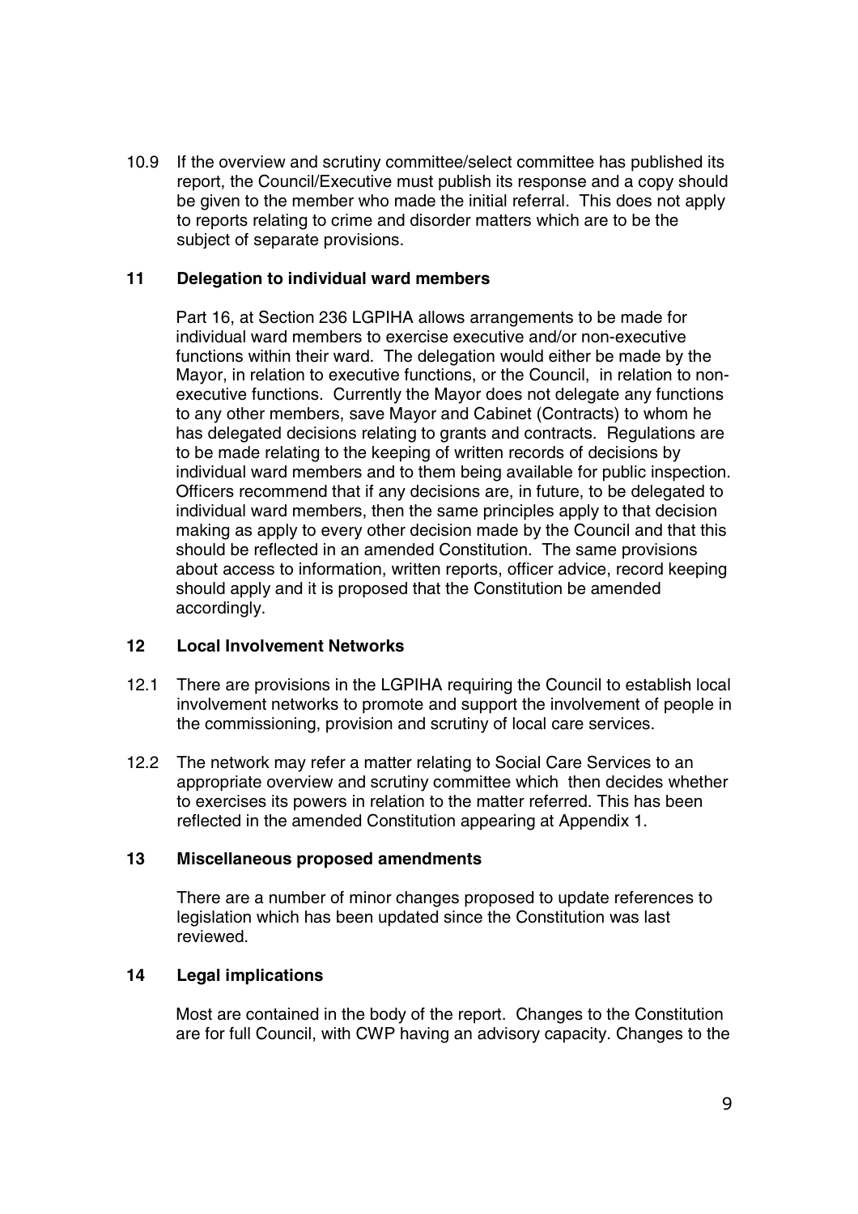10.9 If the overview and scrutiny committee/select committee has published its report, the Council/Executive must publish its response and a copy should be given to the member who made the initial referral. This does not apply to reports relating to crime and disorder matters which are to be the subject of separate provisions.

## 11 Delegation to individual ward members

Part 16, at Section 236 LGPIHA allows arrangements to be made for individual ward members to exercise executive and/or non-executive functions within their ward. The delegation would either be made by the Mayor, in relation to executive functions, or the Council, in relation to non-executive functions. Currently the Mayor does not delegate any functions to any other members, save Mayor and Cabinet (Contracts) to whom he has delegated decisions relating to grants and contracts. Regulations are to be made relating to the keeping of written records of decisions by individual ward members and to them being available for public inspection. Officers recommend that if any decisions are, in future, to be delegated to individual ward members, then the same principles apply to that decision making as apply to every other decision made by the Council and that this should be reflected in an amended Constitution. The same provisions about access to information, written reports, officer advice, record keeping should apply and it is proposed that the Constitution be amended accordingly.

## 12 Local Involvement Networks

12.1 There are provisions in the LGPIHA requiring the Council to establish local involvement networks to promote and support the involvement of people in the commissioning, provision and scrutiny of local care services.

12.2 The network may refer a matter relating to Social Care Services to an appropriate overview and scrutiny committee which then decides whether to exercises its powers in relation to the matter referred. This has been reflected in the amended Constitution appearing at Appendix 1.

## 13 Miscellaneous proposed amendments

There are a number of minor changes proposed to update references to legislation which has been updated since the Constitution was last reviewed.

## 14 Legal implications

Most are contained in the body of the report. Changes to the Constitution are for full Council, with CWP having an advisory capacity. Changes to the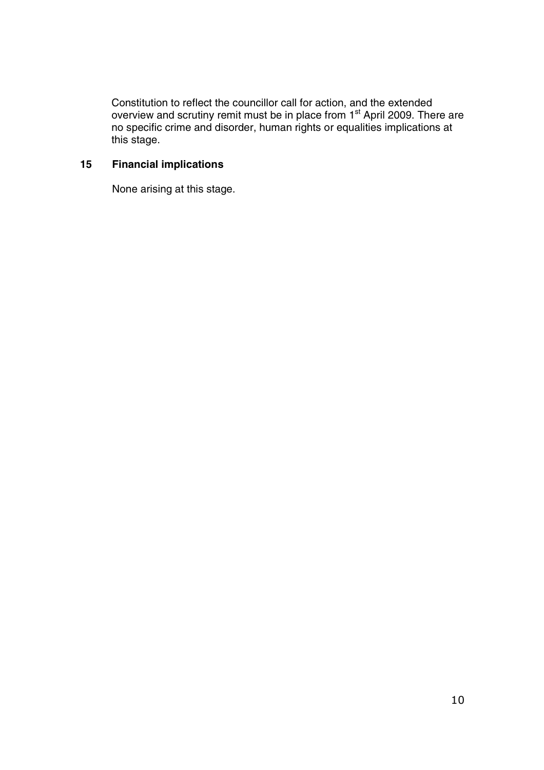Constitution to reflect the councillor call for action, and the extended overview and scrutiny remit must be in place from 1st April 2009. There are no specific crime and disorder, human rights or equalities implications at this stage.

## 15 Financial implications

None arising at this stage.